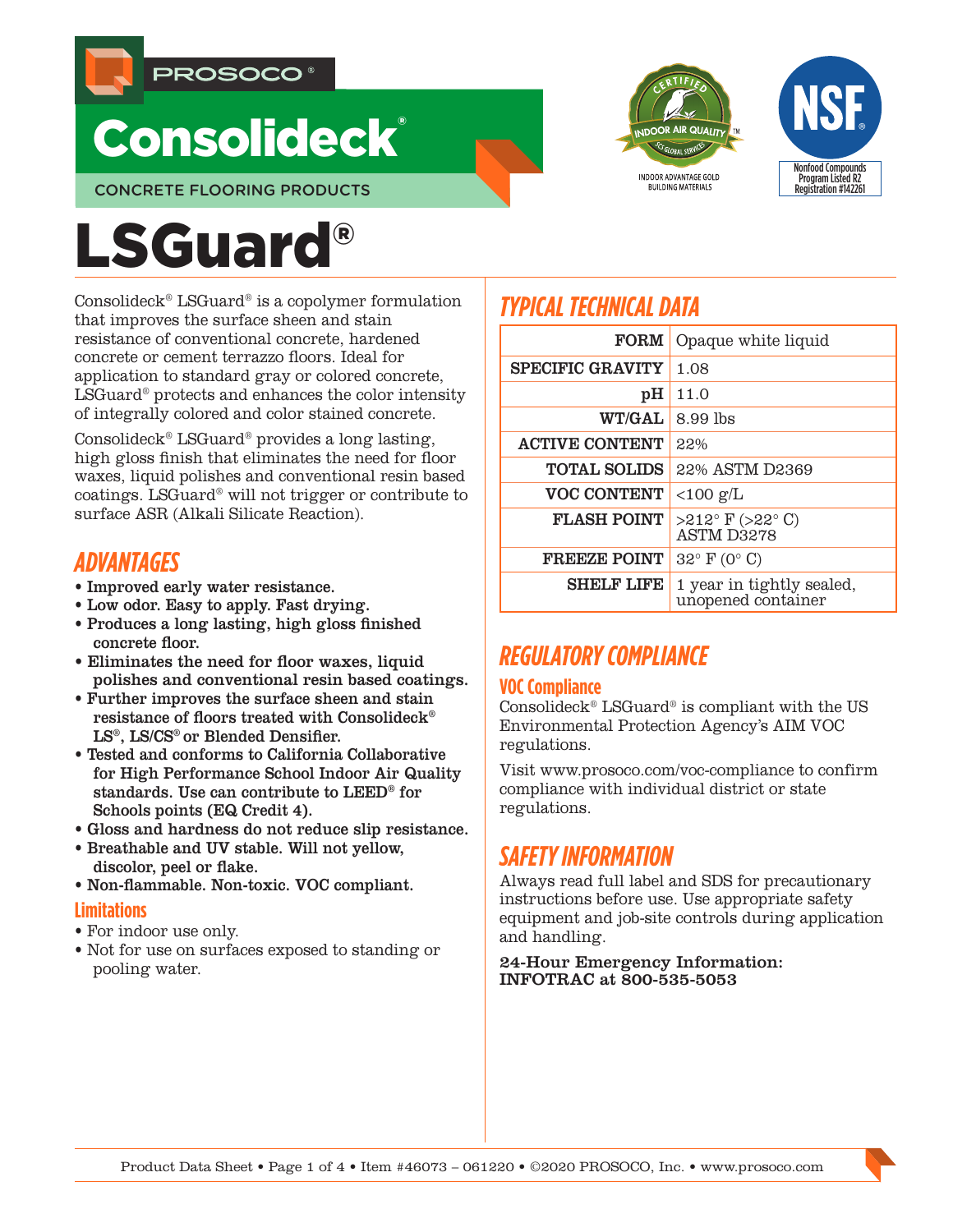PROSOCO®

# Consolidech®

CONCRETE FLOORING PRODUCTS

INDOOR ADVANTAGE GOLD BUILDING MATERIALS

NSF Nonfood Compounds Program Listed R2 Registration #142261

# LSGuard®

Consolideck® LSGuard® is a copolymer formulation that improves the surface sheen and stain resistance of conventional concrete, hardened concrete or cement terrazzo floors. Ideal for application to standard gray or colored concrete, LSGuard® protects and enhances the color intensity of integrally colored and color stained concrete.

Consolideck® LSGuard® provides a long lasting, high gloss finish that eliminates the need for floor waxes, liquid polishes and conventional resin based coatings. LSGuard® will not trigger or contribute to surface ASR (Alkali Silicate Reaction).

## ADVANTAGES

- **Improved early water resistance.**
- **Low odor. Easy to apply. Fast drying.**
- **Produces a long lasting, high gloss finished concrete floor.**
- **Eliminates the need for floor waxes, liquid polishes and conventional resin based coatings.**
- **Further improves the surface sheen and stain resistance of floors treated with Consolideck® LS®, LS/CS® or Blended Densifier.**
- **Tested and conforms to California Collaborative for High Performance School Indoor Air Quality standards. Use can contribute to LEED® for Schools points (EQ Credit 4).**
- **Gloss and hardness do not reduce slip resistance.**
- **Breathable and UV stable. Will not yellow, discolor, peel or flake.**
- **Non-flammable. Non-toxic. VOC compliant.**

### Limitations

- For indoor use only.
- Not for use on surfaces exposed to standing or pooling water.

## TYPICAL TECHNICAL DATA

| | |
|---|---|
| **FORM** | Opaque white liquid |
| **SPECIFIC GRAVITY** | 1.08 |
| **pH** | 11.0 |
| **WT/GAL** | 8.99 lbs |
| **ACTIVE CONTENT** | 22% |
| **TOTAL SOLIDS** | 22% ASTM D2369 |
| **VOC CONTENT** | <100 g/L |
| **FLASH POINT** | >212° F (>22° C) ASTM D3278 |
| **FREEZE POINT** | 32° F (0° C) |
| **SHELF LIFE** | 1 year in tightly sealed, unopened container |

## REGULATORY COMPLIANCE

### VOC Compliance

Consolideck® LSGuard® is compliant with the US Environmental Protection Agency's AIM VOC regulations.

Visit www.prosoco.com/voc-compliance to confirm compliance with individual district or state regulations.

## SAFETY INFORMATION

Always read full label and SDS for precautionary instructions before use. Use appropriate safety equipment and job-site controls during application and handling.

**24-Hour Emergency Information:**
**INFOTRAC at 800-535-5053**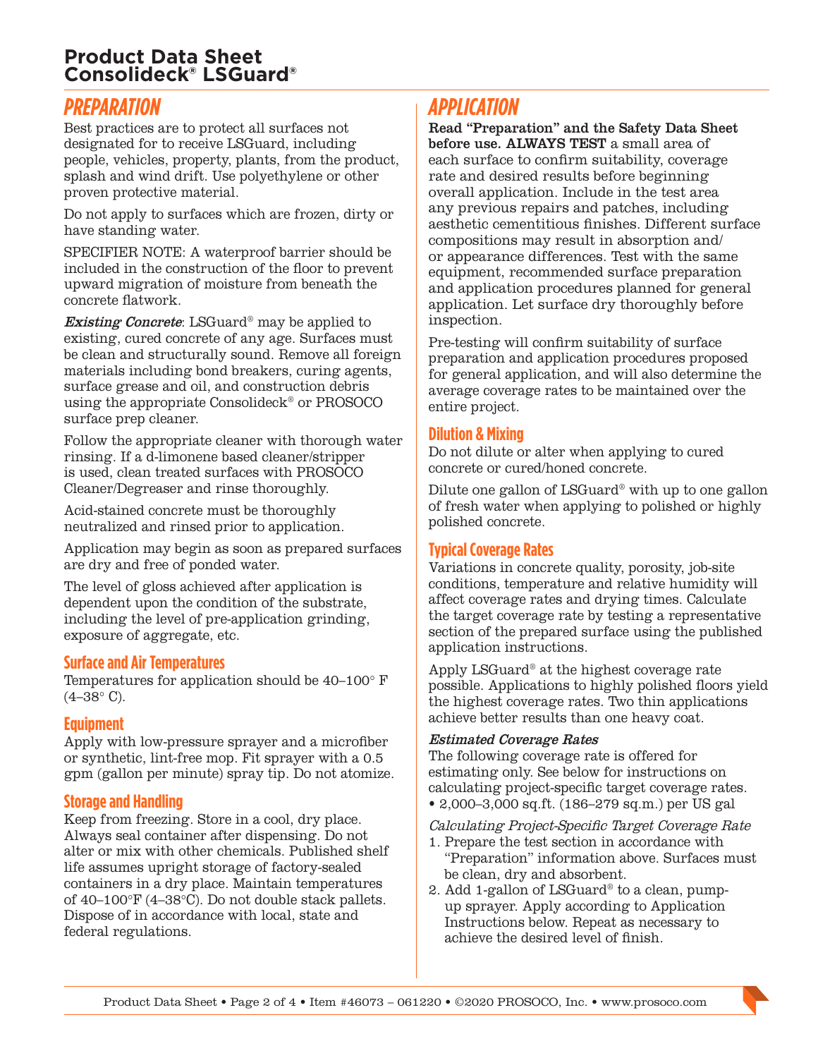## PREPARATION

Best practices are to protect all surfaces not designated for to receive LSGuard, including people, vehicles, property, plants, from the product, splash and wind drift. Use polyethylene or other proven protective material.

Do not apply to surfaces which are frozen, dirty or have standing water.

SPECIFIER NOTE: A waterproof barrier should be included in the construction of the floor to prevent upward migration of moisture from beneath the concrete flatwork.

***Existing Concrete***: LSGuard® may be applied to existing, cured concrete of any age. Surfaces must be clean and structurally sound. Remove all foreign materials including bond breakers, curing agents, surface grease and oil, and construction debris using the appropriate Consolideck® or PROSOCO surface prep cleaner.

Follow the appropriate cleaner with thorough water rinsing. If a d-limonene based cleaner/stripper is used, clean treated surfaces with PROSOCO Cleaner/Degreaser and rinse thoroughly.

Acid-stained concrete must be thoroughly neutralized and rinsed prior to application.

Application may begin as soon as prepared surfaces are dry and free of ponded water.

The level of gloss achieved after application is dependent upon the condition of the substrate, including the level of pre-application grinding, exposure of aggregate, etc.

### Surface and Air Temperatures

Temperatures for application should be 40–100° F (4–38° C).

### Equipment

Apply with low-pressure sprayer and a microfiber or synthetic, lint-free mop. Fit sprayer with a 0.5 gpm (gallon per minute) spray tip. Do not atomize.

### Storage and Handling

Keep from freezing. Store in a cool, dry place. Always seal container after dispensing. Do not alter or mix with other chemicals. Published shelf life assumes upright storage of factory-sealed containers in a dry place. Maintain temperatures of 40–100°F (4–38°C). Do not double stack pallets. Dispose of in accordance with local, state and federal regulations.

## APPLICATION

**Read "Preparation" and the Safety Data Sheet before use. ALWAYS TEST** a small area of each surface to confirm suitability, coverage rate and desired results before beginning overall application. Include in the test area any previous repairs and patches, including aesthetic cementitious finishes. Different surface compositions may result in absorption and/or appearance differences. Test with the same equipment, recommended surface preparation and application procedures planned for general application. Let surface dry thoroughly before inspection.

Pre-testing will confirm suitability of surface preparation and application procedures proposed for general application, and will also determine the average coverage rates to be maintained over the entire project.

### Dilution & Mixing

Do not dilute or alter when applying to cured concrete or cured/honed concrete.

Dilute one gallon of LSGuard® with up to one gallon of fresh water when applying to polished or highly polished concrete.

### Typical Coverage Rates

Variations in concrete quality, porosity, job-site conditions, temperature and relative humidity will affect coverage rates and drying times. Calculate the target coverage rate by testing a representative section of the prepared surface using the published application instructions.

Apply LSGuard® at the highest coverage rate possible. Applications to highly polished floors yield the highest coverage rates. Two thin applications achieve better results than one heavy coat.

***Estimated Coverage Rates***

The following coverage rate is offered for estimating only. See below for instructions on calculating project-specific target coverage rates.

- 2,000–3,000 sq.ft. (186–279 sq.m.) per US gal

*Calculating Project-Specific Target Coverage Rate*

1. Prepare the test section in accordance with "Preparation" information above. Surfaces must be clean, dry and absorbent.
2. Add 1-gallon of LSGuard® to a clean, pump-up sprayer. Apply according to Application Instructions below. Repeat as necessary to achieve the desired level of finish.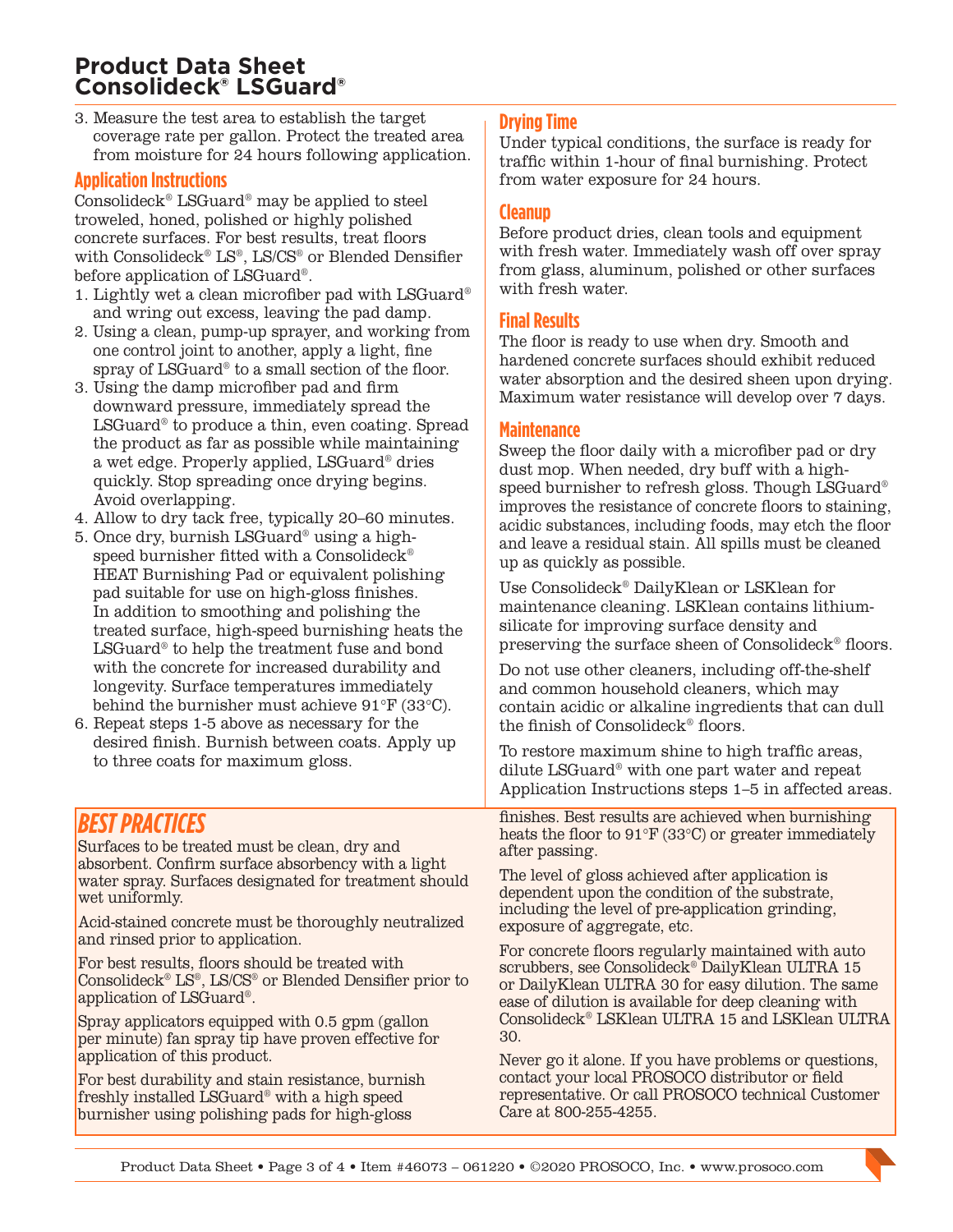3. Measure the test area to establish the target coverage rate per gallon. Protect the treated area from moisture for 24 hours following application.

## Application Instructions

Consolideck® LSGuard® may be applied to steel troweled, honed, polished or highly polished concrete surfaces. For best results, treat floors with Consolideck® LS®, LS/CS® or Blended Densifier before application of LSGuard®.

1. Lightly wet a clean microfiber pad with LSGuard® and wring out excess, leaving the pad damp.
2. Using a clean, pump-up sprayer, and working from one control joint to another, apply a light, fine spray of LSGuard® to a small section of the floor.
3. Using the damp microfiber pad and firm downward pressure, immediately spread the LSGuard® to produce a thin, even coating. Spread the product as far as possible while maintaining a wet edge. Properly applied, LSGuard® dries quickly. Stop spreading once drying begins. Avoid overlapping.
4. Allow to dry tack free, typically 20–60 minutes.
5. Once dry, burnish LSGuard® using a high-speed burnisher fitted with a Consolideck® HEAT Burnishing Pad or equivalent polishing pad suitable for use on high-gloss finishes. In addition to smoothing and polishing the treated surface, high-speed burnishing heats the LSGuard® to help the treatment fuse and bond with the concrete for increased durability and longevity. Surface temperatures immediately behind the burnisher must achieve 91°F (33°C).
6. Repeat steps 1-5 above as necessary for the desired finish. Burnish between coats. Apply up to three coats for maximum gloss.

## Drying Time

Under typical conditions, the surface is ready for traffic within 1-hour of final burnishing. Protect from water exposure for 24 hours.

## Cleanup

Before product dries, clean tools and equipment with fresh water. Immediately wash off over spray from glass, aluminum, polished or other surfaces with fresh water.

## Final Results

The floor is ready to use when dry. Smooth and hardened concrete surfaces should exhibit reduced water absorption and the desired sheen upon drying. Maximum water resistance will develop over 7 days.

## Maintenance

Sweep the floor daily with a microfiber pad or dry dust mop. When needed, dry buff with a high-speed burnisher to refresh gloss. Though LSGuard® improves the resistance of concrete floors to staining, acidic substances, including foods, may etch the floor and leave a residual stain. All spills must be cleaned up as quickly as possible.

Use Consolideck® DailyKlean or LSKlean for maintenance cleaning. LSKlean contains lithium-silicate for improving surface density and preserving the surface sheen of Consolideck® floors.

Do not use other cleaners, including off-the-shelf and common household cleaners, which may contain acidic or alkaline ingredients that can dull the finish of Consolideck® floors.

To restore maximum shine to high traffic areas, dilute LSGuard® with one part water and repeat Application Instructions steps 1–5 in affected areas.

## BEST PRACTICES

Surfaces to be treated must be clean, dry and absorbent. Confirm surface absorbency with a light water spray. Surfaces designated for treatment should wet uniformly.

Acid-stained concrete must be thoroughly neutralized and rinsed prior to application.

For best results, floors should be treated with Consolideck® LS®, LS/CS® or Blended Densifier prior to application of LSGuard®.

Spray applicators equipped with 0.5 gpm (gallon per minute) fan spray tip have proven effective for application of this product.

For best durability and stain resistance, burnish freshly installed LSGuard® with a high speed burnisher using polishing pads for high-gloss finishes. Best results are achieved when burnishing heats the floor to 91°F (33°C) or greater immediately after passing.

The level of gloss achieved after application is dependent upon the condition of the substrate, including the level of pre-application grinding, exposure of aggregate, etc.

For concrete floors regularly maintained with auto scrubbers, see Consolideck® DailyKlean ULTRA 15 or DailyKlean ULTRA 30 for easy dilution. The same ease of dilution is available for deep cleaning with Consolideck® LSKlean ULTRA 15 and LSKlean ULTRA 30.

Never go it alone. If you have problems or questions, contact your local PROSOCO distributor or field representative. Or call PROSOCO technical Customer Care at 800-255-4255.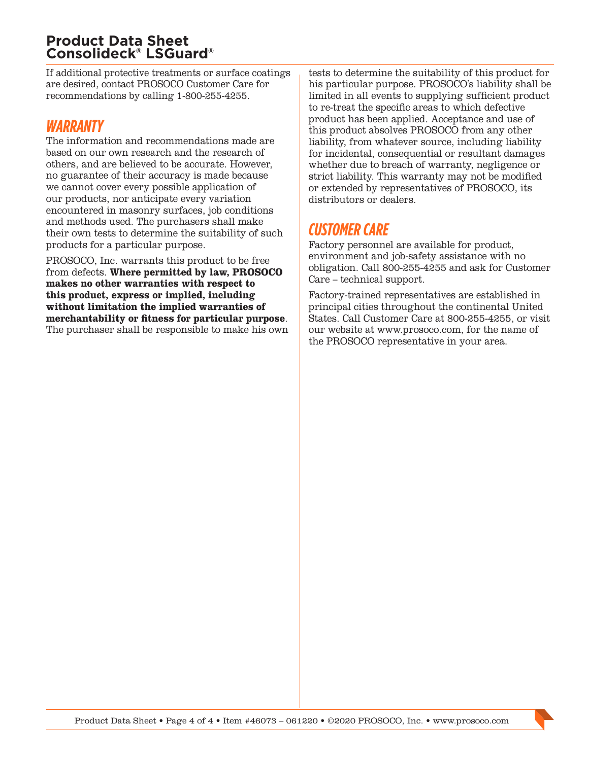If additional protective treatments or surface coatings are desired, contact PROSOCO Customer Care for recommendations by calling 1-800-255-4255.

## WARRANTY

The information and recommendations made are based on our own research and the research of others, and are believed to be accurate. However, no guarantee of their accuracy is made because we cannot cover every possible application of our products, nor anticipate every variation encountered in masonry surfaces, job conditions and methods used. The purchasers shall make their own tests to determine the suitability of such products for a particular purpose.

PROSOCO, Inc. warrants this product to be free from defects. **Where permitted by law, PROSOCO makes no other warranties with respect to this product, express or implied, including without limitation the implied warranties of merchantability or fitness for particular purpose**. The purchaser shall be responsible to make his own tests to determine the suitability of this product for his particular purpose. PROSOCO's liability shall be limited in all events to supplying sufficient product to re-treat the specific areas to which defective product has been applied. Acceptance and use of this product absolves PROSOCO from any other liability, from whatever source, including liability for incidental, consequential or resultant damages whether due to breach of warranty, negligence or strict liability. This warranty may not be modified or extended by representatives of PROSOCO, its distributors or dealers.

## CUSTOMER CARE

Factory personnel are available for product, environment and job-safety assistance with no obligation. Call 800-255-4255 and ask for Customer Care – technical support.

Factory-trained representatives are established in principal cities throughout the continental United States. Call Customer Care at 800-255-4255, or visit our website at www.prosoco.com, for the name of the PROSOCO representative in your area.